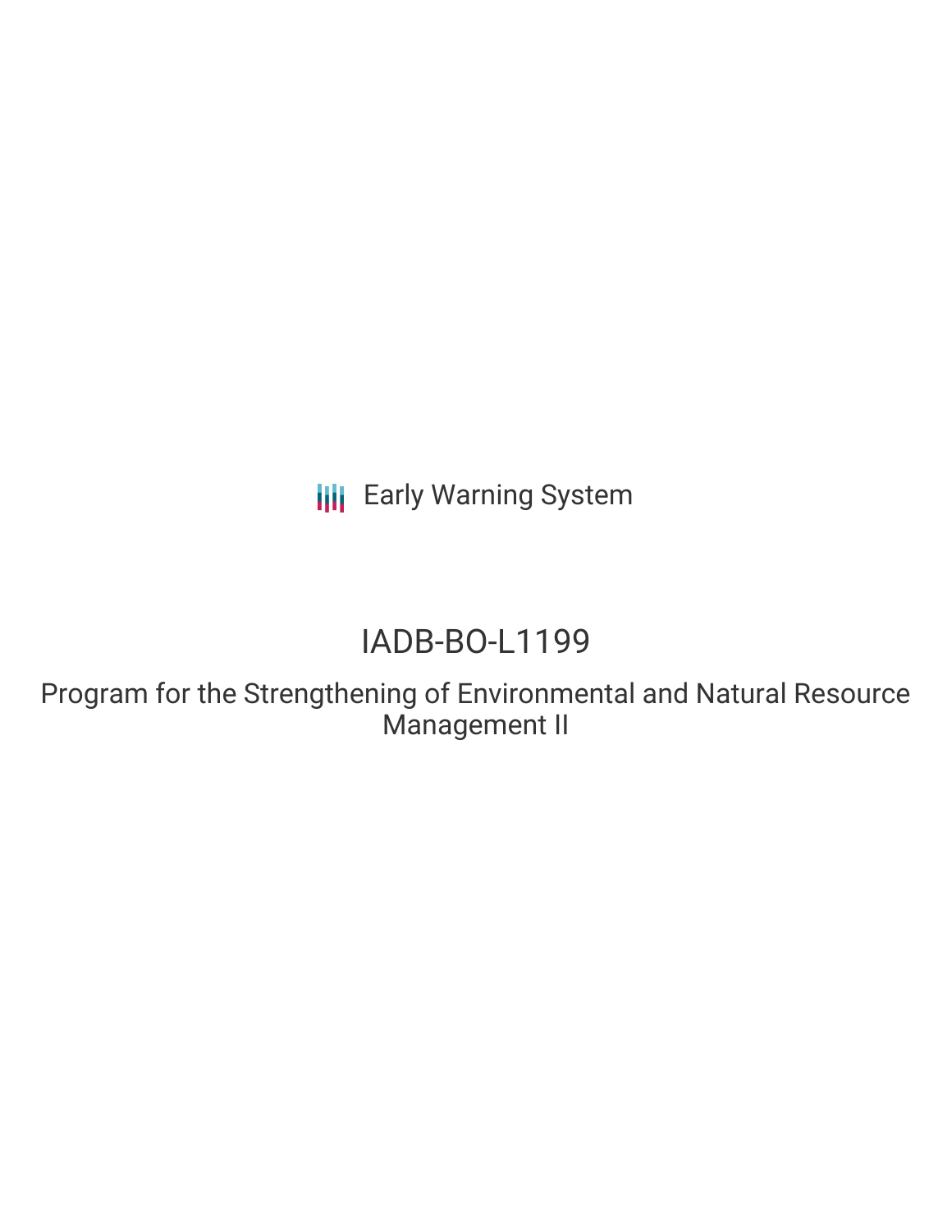Early Warning System

# IADB-BO-L1199

## Program for the Strengthening of Environmental and Natural Resource Management II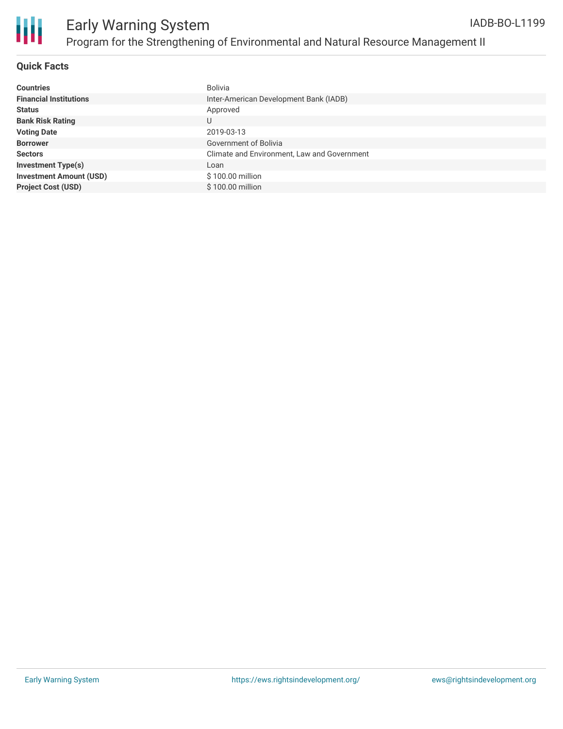# Early Warning System

## Program for the Strengthening of Environmental and Natural Resource Management II

IADB-BO-L1199

### Quick Facts

| | |
|---|---|
| **Countries** | Bolivia |
| **Financial Institutions** | Inter-American Development Bank (IADB) |
| **Status** | Approved |
| **Bank Risk Rating** | U |
| **Voting Date** | 2019-03-13 |
| **Borrower** | Government of Bolivia |
| **Sectors** | Climate and Environment, Law and Government |
| **Investment Type(s)** | Loan |
| **Investment Amount (USD)** | $ 100.00 million |
| **Project Cost (USD)** | $ 100.00 million |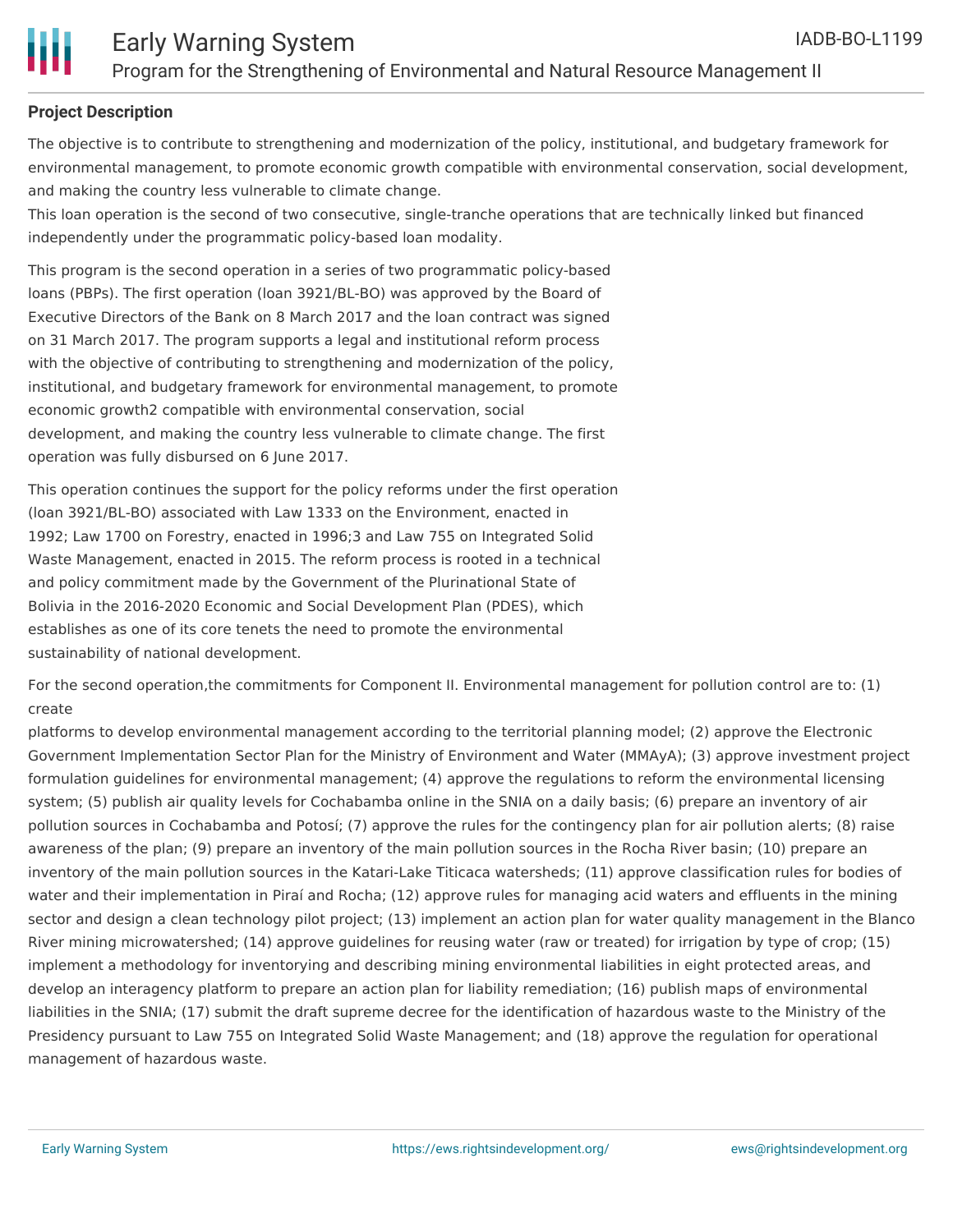## Project Description

The objective is to contribute to strengthening and modernization of the policy, institutional, and budgetary framework for environmental management, to promote economic growth compatible with environmental conservation, social development, and making the country less vulnerable to climate change.
This loan operation is the second of two consecutive, single-tranche operations that are technically linked but financed independently under the programmatic policy-based loan modality.

This program is the second operation in a series of two programmatic policy-based loans (PBPs). The first operation (loan 3921/BL-BO) was approved by the Board of Executive Directors of the Bank on 8 March 2017 and the loan contract was signed on 31 March 2017. The program supports a legal and institutional reform process with the objective of contributing to strengthening and modernization of the policy, institutional, and budgetary framework for environmental management, to promote economic growth2 compatible with environmental conservation, social development, and making the country less vulnerable to climate change. The first operation was fully disbursed on 6 June 2017.

This operation continues the support for the policy reforms under the first operation (loan 3921/BL-BO) associated with Law 1333 on the Environment, enacted in 1992; Law 1700 on Forestry, enacted in 1996;3 and Law 755 on Integrated Solid Waste Management, enacted in 2015. The reform process is rooted in a technical and policy commitment made by the Government of the Plurinational State of Bolivia in the 2016-2020 Economic and Social Development Plan (PDES), which establishes as one of its core tenets the need to promote the environmental sustainability of national development.

For the second operation,the commitments for Component II. Environmental management for pollution control are to: (1) create
platforms to develop environmental management according to the territorial planning model; (2) approve the Electronic Government Implementation Sector Plan for the Ministry of Environment and Water (MMAyA); (3) approve investment project formulation guidelines for environmental management; (4) approve the regulations to reform the environmental licensing system; (5) publish air quality levels for Cochabamba online in the SNIA on a daily basis; (6) prepare an inventory of air pollution sources in Cochabamba and Potosí; (7) approve the rules for the contingency plan for air pollution alerts; (8) raise awareness of the plan; (9) prepare an inventory of the main pollution sources in the Rocha River basin; (10) prepare an inventory of the main pollution sources in the Katari-Lake Titicaca watersheds; (11) approve classification rules for bodies of water and their implementation in Piraí and Rocha; (12) approve rules for managing acid waters and effluents in the mining sector and design a clean technology pilot project; (13) implement an action plan for water quality management in the Blanco River mining microwatershed; (14) approve guidelines for reusing water (raw or treated) for irrigation by type of crop; (15) implement a methodology for inventorying and describing mining environmental liabilities in eight protected areas, and develop an interagency platform to prepare an action plan for liability remediation; (16) publish maps of environmental liabilities in the SNIA; (17) submit the draft supreme decree for the identification of hazardous waste to the Ministry of the Presidency pursuant to Law 755 on Integrated Solid Waste Management; and (18) approve the regulation for operational management of hazardous waste.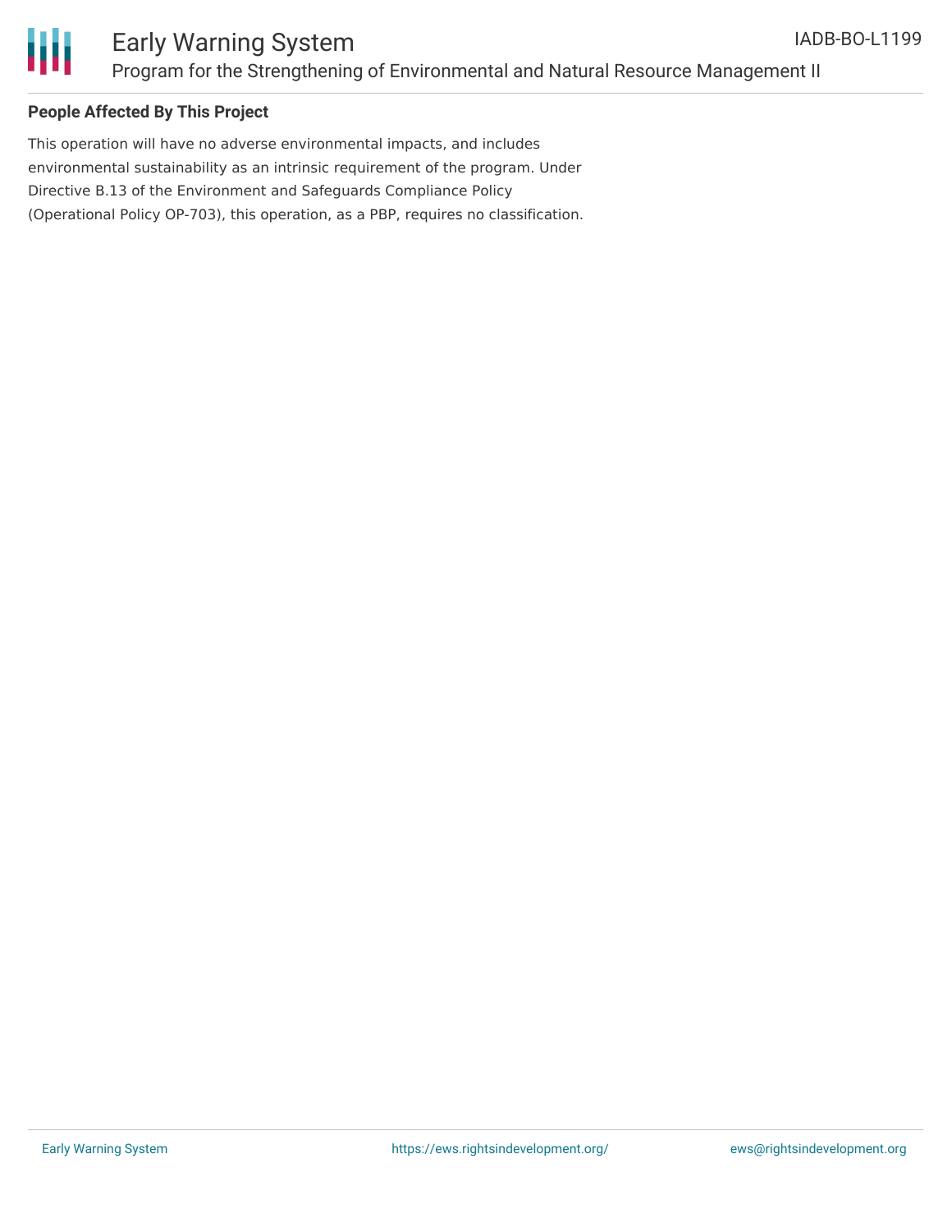## People Affected By This Project

This operation will have no adverse environmental impacts, and includes environmental sustainability as an intrinsic requirement of the program. Under Directive B.13 of the Environment and Safeguards Compliance Policy (Operational Policy OP-703), this operation, as a PBP, requires no classification.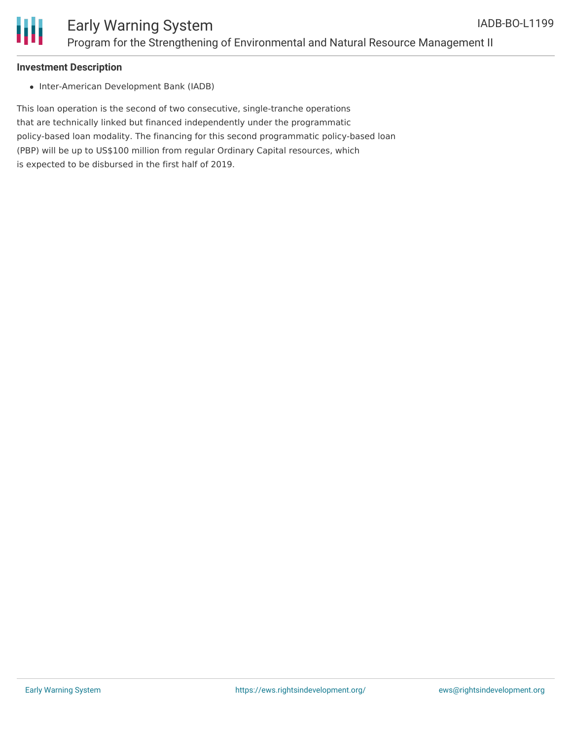**Investment Description**

- Inter-American Development Bank (IADB)

This loan operation is the second of two consecutive, single-tranche operations that are technically linked but financed independently under the programmatic policy-based loan modality. The financing for this second programmatic policy-based loan (PBP) will be up to US$100 million from regular Ordinary Capital resources, which is expected to be disbursed in the first half of 2019.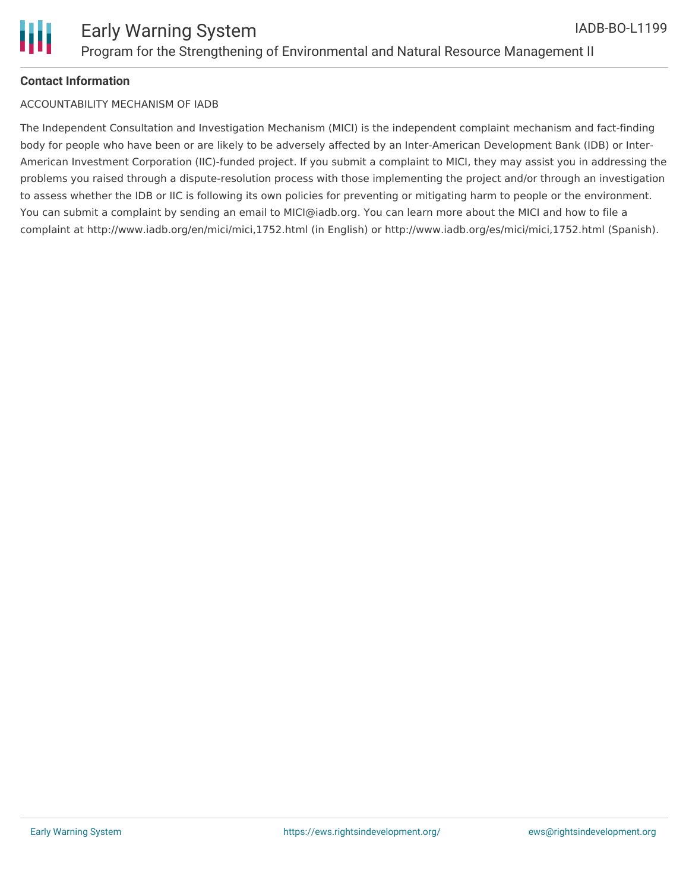**Contact Information**

ACCOUNTABILITY MECHANISM OF IADB

The Independent Consultation and Investigation Mechanism (MICI) is the independent complaint mechanism and fact-finding body for people who have been or are likely to be adversely affected by an Inter-American Development Bank (IDB) or Inter-American Investment Corporation (IIC)-funded project. If you submit a complaint to MICI, they may assist you in addressing the problems you raised through a dispute-resolution process with those implementing the project and/or through an investigation to assess whether the IDB or IIC is following its own policies for preventing or mitigating harm to people or the environment. You can submit a complaint by sending an email to MICI@iadb.org. You can learn more about the MICI and how to file a complaint at http://www.iadb.org/en/mici/mici,1752.html (in English) or http://www.iadb.org/es/mici/mici,1752.html (Spanish).